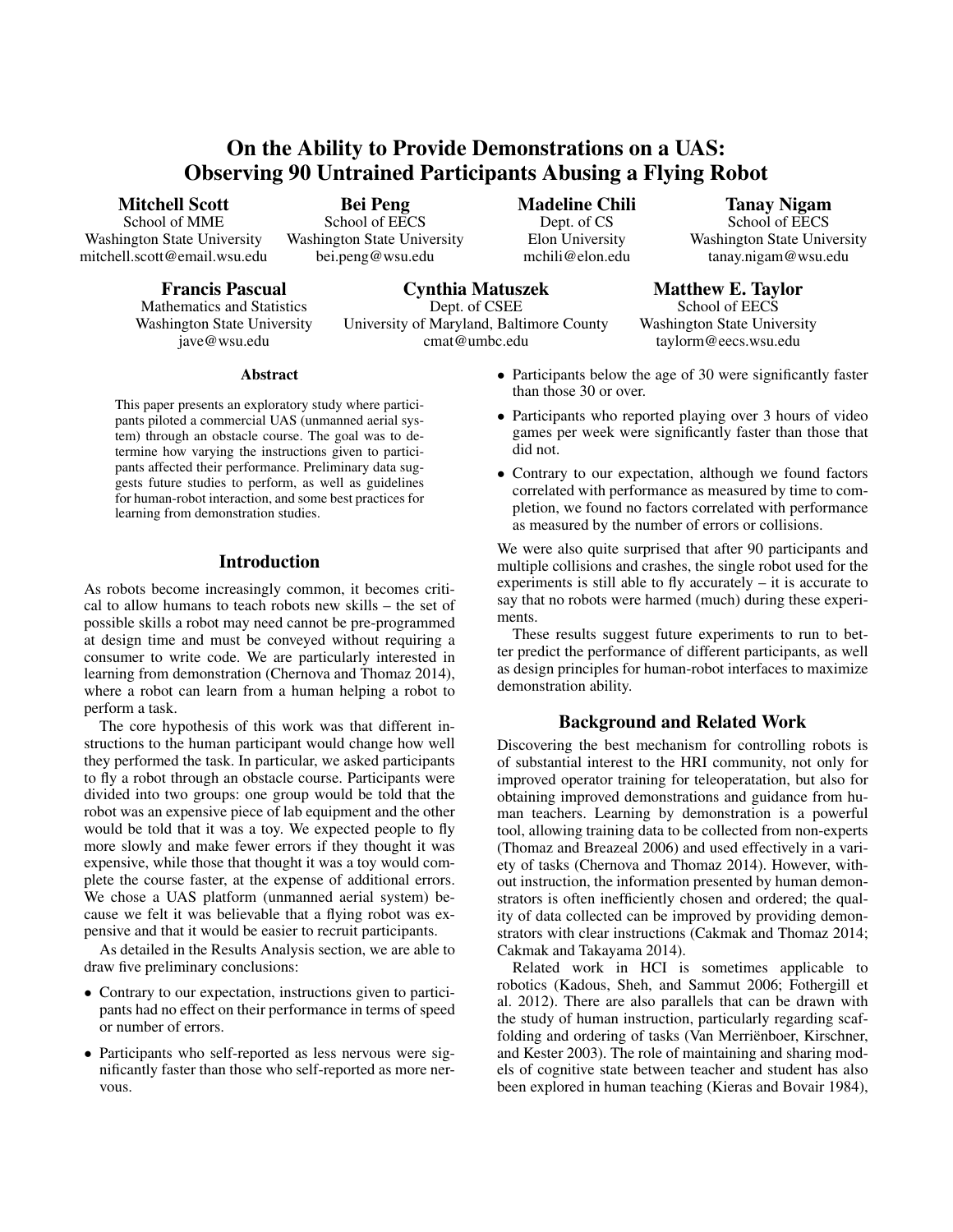# On the Ability to Provide Demonstrations on a UAS: Observing 90 Untrained Participants Abusing a Flying Robot

**Mitchell Scott**
School of MME
Washington State University
mitchell.scott@email.wsu.edu

**Bei Peng**
School of EECS
Washington State University
bei.peng@wsu.edu

**Madeline Chili**
Dept. of CS
Elon University
mchili@elon.edu

**Tanay Nigam**
School of EECS
Washington State University
tanay.nigam@wsu.edu

**Francis Pascual**
Mathematics and Statistics
Washington State University
jave@wsu.edu

**Cynthia Matuszek**
Dept. of CSEE
University of Maryland, Baltimore County
cmat@umbc.edu

**Matthew E. Taylor**
School of EECS
Washington State University
taylorm@eecs.wsu.edu

### Abstract

This paper presents an exploratory study where participants piloted a commercial UAS (unmanned aerial system) through an obstacle course. The goal was to determine how varying the instructions given to participants affected their performance. Preliminary data suggests future studies to perform, as well as guidelines for human-robot interaction, and some best practices for learning from demonstration studies.

## Introduction

As robots become increasingly common, it becomes critical to allow humans to teach robots new skills – the set of possible skills a robot may need cannot be pre-programmed at design time and must be conveyed without requiring a consumer to write code. We are particularly interested in learning from demonstration (Chernova and Thomaz 2014), where a robot can learn from a human helping a robot to perform a task.

The core hypothesis of this work was that different instructions to the human participant would change how well they performed the task. In particular, we asked participants to fly a robot through an obstacle course. Participants were divided into two groups: one group would be told that the robot was an expensive piece of lab equipment and the other would be told that it was a toy. We expected people to fly more slowly and make fewer errors if they thought it was expensive, while those that thought it was a toy would complete the course faster, at the expense of additional errors. We chose a UAS platform (unmanned aerial system) because we felt it was believable that a flying robot was expensive and that it would be easier to recruit participants.

As detailed in the Results Analysis section, we are able to draw five preliminary conclusions:

- Contrary to our expectation, instructions given to participants had no effect on their performance in terms of speed or number of errors.
- Participants who self-reported as less nervous were significantly faster than those who self-reported as more nervous.
- Participants below the age of 30 were significantly faster than those 30 or over.
- Participants who reported playing over 3 hours of video games per week were significantly faster than those that did not.
- Contrary to our expectation, although we found factors correlated with performance as measured by time to completion, we found no factors correlated with performance as measured by the number of errors or collisions.

We were also quite surprised that after 90 participants and multiple collisions and crashes, the single robot used for the experiments is still able to fly accurately – it is accurate to say that no robots were harmed (much) during these experiments.

These results suggest future experiments to run to better predict the performance of different participants, as well as design principles for human-robot interfaces to maximize demonstration ability.

## Background and Related Work

Discovering the best mechanism for controlling robots is of substantial interest to the HRI community, not only for improved operator training for teleoperatation, but also for obtaining improved demonstrations and guidance from human teachers. Learning by demonstration is a powerful tool, allowing training data to be collected from non-experts (Thomaz and Breazeal 2006) and used effectively in a variety of tasks (Chernova and Thomaz 2014). However, without instruction, the information presented by human demonstrators is often inefficiently chosen and ordered; the quality of data collected can be improved by providing demonstrators with clear instructions (Cakmak and Thomaz 2014; Cakmak and Takayama 2014).

Related work in HCI is sometimes applicable to robotics (Kadous, Sheh, and Sammut 2006; Fothergill et al. 2012). There are also parallels that can be drawn with the study of human instruction, particularly regarding scaffolding and ordering of tasks (Van Merriënboer, Kirschner, and Kester 2003). The role of maintaining and sharing models of cognitive state between teacher and student has also been explored in human teaching (Kieras and Bovair 1984),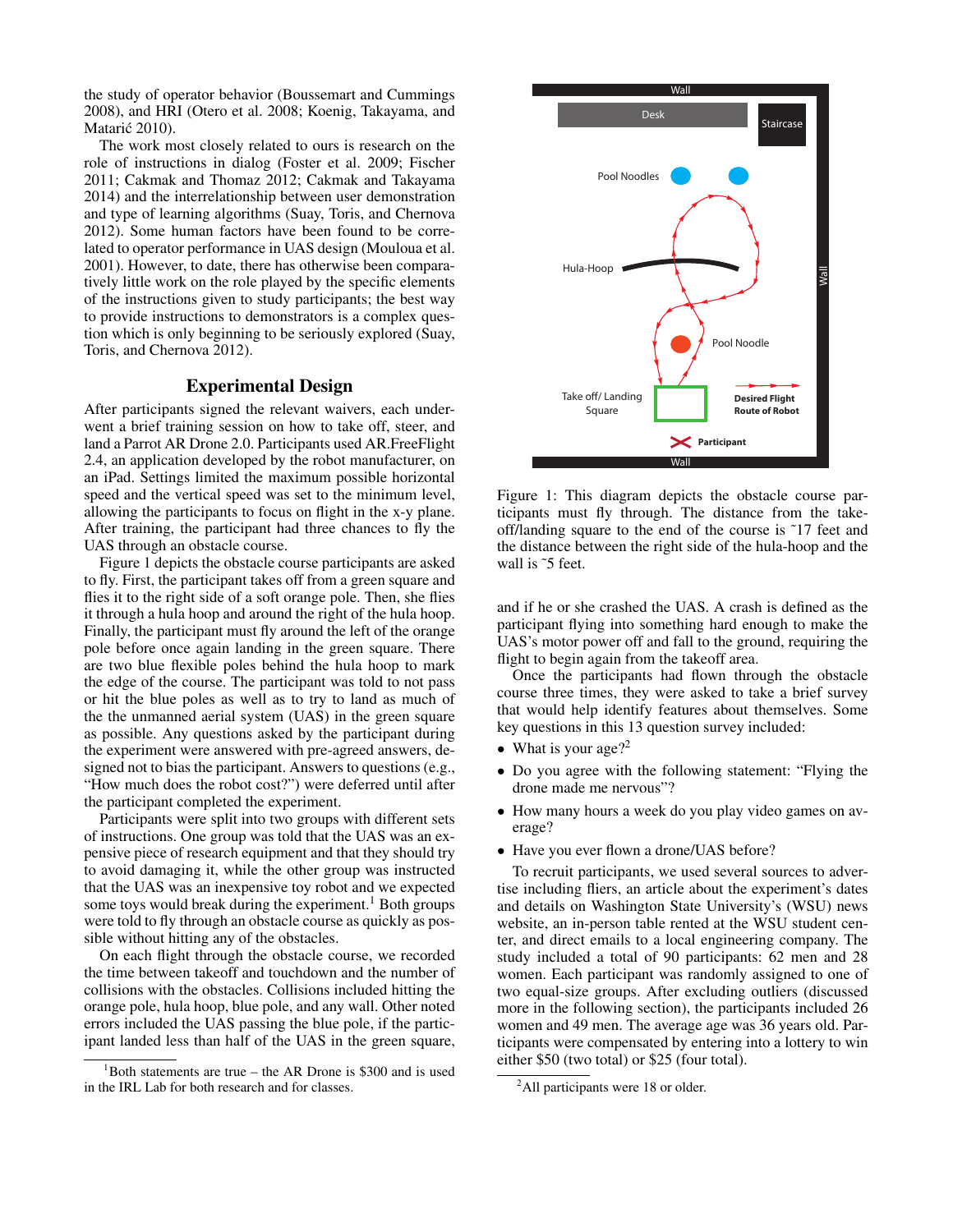the study of operator behavior (Boussemart and Cummings 2008), and HRI (Otero et al. 2008; Koenig, Takayama, and Matarić 2010).

The work most closely related to ours is research on the role of instructions in dialog (Foster et al. 2009; Fischer 2011; Cakmak and Thomaz 2012; Cakmak and Takayama 2014) and the interrelationship between user demonstration and type of learning algorithms (Suay, Toris, and Chernova 2012). Some human factors have been found to be correlated to operator performance in UAS design (Mouloua et al. 2001). However, to date, there has otherwise been comparatively little work on the role played by the specific elements of the instructions given to study participants; the best way to provide instructions to demonstrators is a complex question which is only beginning to be seriously explored (Suay, Toris, and Chernova 2012).

## Experimental Design

After participants signed the relevant waivers, each underwent a brief training session on how to take off, steer, and land a Parrot AR Drone 2.0. Participants used AR.FreeFlight 2.4, an application developed by the robot manufacturer, on an iPad. Settings limited the maximum possible horizontal speed and the vertical speed was set to the minimum level, allowing the participants to focus on flight in the x-y plane. After training, the participant had three chances to fly the UAS through an obstacle course.

Figure 1 depicts the obstacle course participants are asked to fly. First, the participant takes off from a green square and flies it to the right side of a soft orange pole. Then, she flies it through a hula hoop and around the right of the hula hoop. Finally, the participant must fly around the left of the orange pole before once again landing in the green square. There are two blue flexible poles behind the hula hoop to mark the edge of the course. The participant was told to not pass or hit the blue poles as well as to try to land as much of the the unmanned aerial system (UAS) in the green square as possible. Any questions asked by the participant during the experiment were answered with pre-agreed answers, designed not to bias the participant. Answers to questions (e.g., "How much does the robot cost?") were deferred until after the participant completed the experiment.

Participants were split into two groups with different sets of instructions. One group was told that the UAS was an expensive piece of research equipment and that they should try to avoid damaging it, while the other group was instructed that the UAS was an inexpensive toy robot and we expected some toys would break during the experiment.[1] Both groups were told to fly through an obstacle course as quickly as possible without hitting any of the obstacles.

On each flight through the obstacle course, we recorded the time between takeoff and touchdown and the number of collisions with the obstacles. Collisions included hitting the orange pole, hula hoop, blue pole, and any wall. Other noted errors included the UAS passing the blue pole, if the participant landed less than half of the UAS in the green square,

[1] Both statements are true – the AR Drone is $300 and is used in the IRL Lab for both research and for classes.

Figure 1: This diagram depicts the obstacle course participants must fly through. The distance from the take-off/landing square to the end of the course is ˜17 feet and the distance between the right side of the hula-hoop and the wall is ˜5 feet.

and if he or she crashed the UAS. A crash is defined as the participant flying into something hard enough to make the UAS's motor power off and fall to the ground, requiring the flight to begin again from the takeoff area.

Once the participants had flown through the obstacle course three times, they were asked to take a brief survey that would help identify features about themselves. Some key questions in this 13 question survey included:

- What is your age?[2]
- Do you agree with the following statement: "Flying the drone made me nervous"?
- How many hours a week do you play video games on average?
- Have you ever flown a drone/UAS before?

To recruit participants, we used several sources to advertise including fliers, an article about the experiment's dates and details on Washington State University's (WSU) news website, an in-person table rented at the WSU student center, and direct emails to a local engineering company. The study included a total of 90 participants: 62 men and 28 women. Each participant was randomly assigned to one of two equal-size groups. After excluding outliers (discussed more in the following section), the participants included 26 women and 49 men. The average age was 36 years old. Participants were compensated by entering into a lottery to win either $50 (two total) or $25 (four total).

[2] All participants were 18 or older.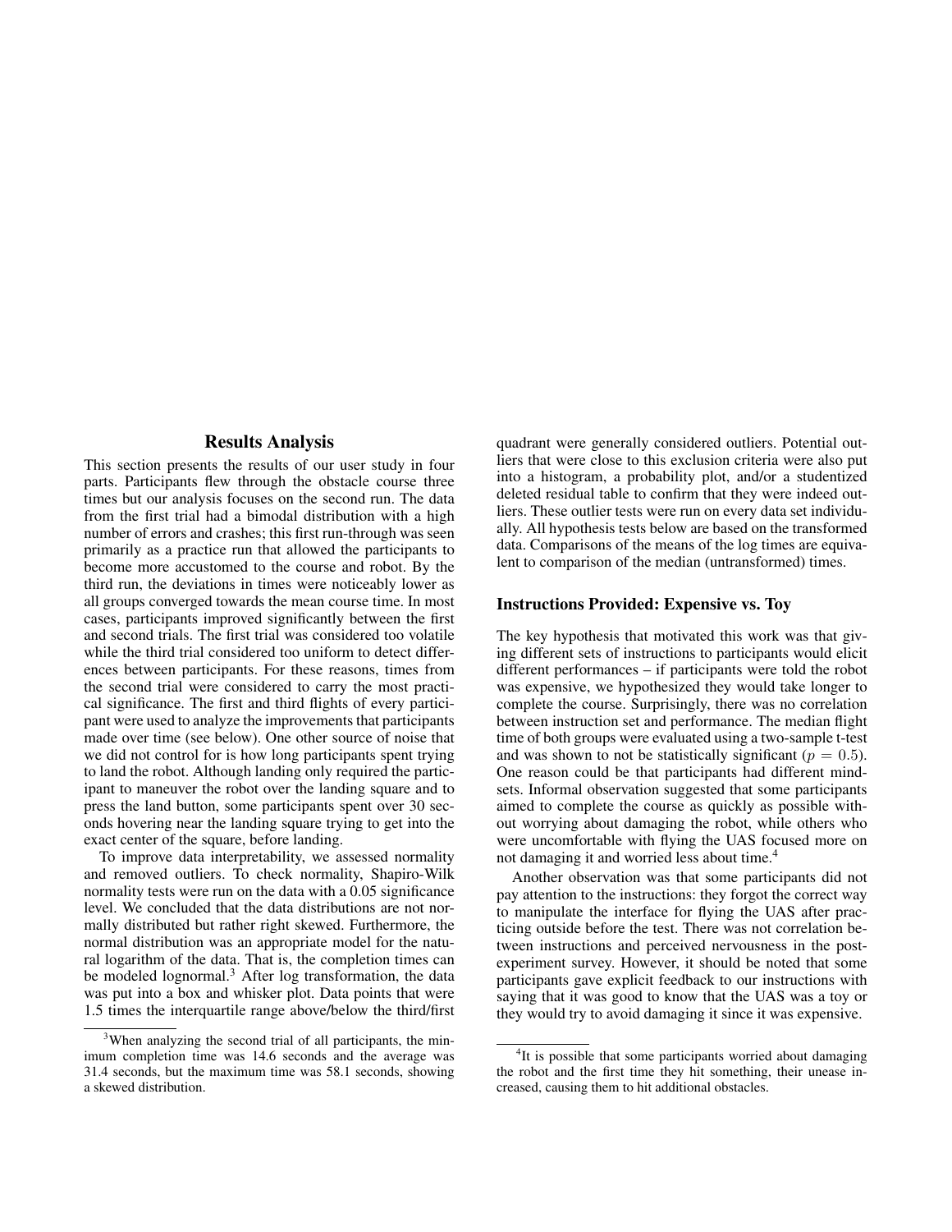## Results Analysis

This section presents the results of our user study in four parts. Participants flew through the obstacle course three times but our analysis focuses on the second run. The data from the first trial had a bimodal distribution with a high number of errors and crashes; this first run-through was seen primarily as a practice run that allowed the participants to become more accustomed to the course and robot. By the third run, the deviations in times were noticeably lower as all groups converged towards the mean course time. In most cases, participants improved significantly between the first and second trials. The first trial was considered too volatile while the third trial considered too uniform to detect differences between participants. For these reasons, times from the second trial were considered to carry the most practical significance. The first and third flights of every participant were used to analyze the improvements that participants made over time (see below). One other source of noise that we did not control for is how long participants spent trying to land the robot. Although landing only required the participant to maneuver the robot over the landing square and to press the land button, some participants spent over 30 seconds hovering near the landing square trying to get into the exact center of the square, before landing.

To improve data interpretability, we assessed normality and removed outliers. To check normality, Shapiro-Wilk normality tests were run on the data with a 0.05 significance level. We concluded that the data distributions are not normally distributed but rather right skewed. Furthermore, the normal distribution was an appropriate model for the natural logarithm of the data. That is, the completion times can be modeled lognormal.[3] After log transformation, the data was put into a box and whisker plot. Data points that were 1.5 times the interquartile range above/below the third/first quadrant were generally considered outliers. Potential outliers that were close to this exclusion criteria were also put into a histogram, a probability plot, and/or a studentized deleted residual table to confirm that they were indeed outliers. These outlier tests were run on every data set individually. All hypothesis tests below are based on the transformed data. Comparisons of the means of the log times are equivalent to comparison of the median (untransformed) times.

### Instructions Provided: Expensive vs. Toy

The key hypothesis that motivated this work was that giving different sets of instructions to participants would elicit different performances – if participants were told the robot was expensive, we hypothesized they would take longer to complete the course. Surprisingly, there was no correlation between instruction set and performance. The median flight time of both groups were evaluated using a two-sample t-test and was shown to not be statistically significant ($p = 0.5$). One reason could be that participants had different mindsets. Informal observation suggested that some participants aimed to complete the course as quickly as possible without worrying about damaging the robot, while others who were uncomfortable with flying the UAS focused more on not damaging it and worried less about time.[4]

Another observation was that some participants did not pay attention to the instructions: they forgot the correct way to manipulate the interface for flying the UAS after practicing outside before the test. There was not correlation between instructions and perceived nervousness in the post-experiment survey. However, it should be noted that some participants gave explicit feedback to our instructions with saying that it was good to know that the UAS was a toy or they would try to avoid damaging it since it was expensive.

---

[3] When analyzing the second trial of all participants, the minimum completion time was 14.6 seconds and the average was 31.4 seconds, but the maximum time was 58.1 seconds, showing a skewed distribution.

[4] It is possible that some participants worried about damaging the robot and the first time they hit something, their unease increased, causing them to hit additional obstacles.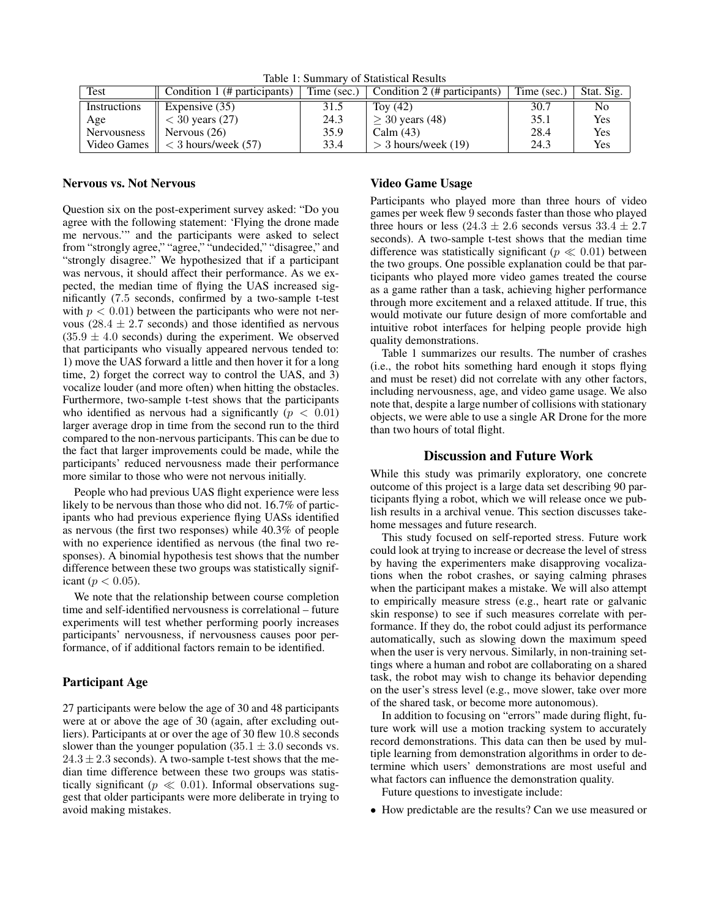Table 1: Summary of Statistical Results

| Test | Condition 1 (# participants) | Time (sec.) | Condition 2 (# participants) | Time (sec.) | Stat. Sig. |
|---|---|---|---|---|---|
| Instructions | Expensive (35) | 31.5 | Toy (42) | 30.7 | No |
| Age | $< 30$ years (27) | 24.3 | $\geq 30$ years (48) | 35.1 | Yes |
| Nervousness | Nervous (26) | 35.9 | Calm (43) | 28.4 | Yes |
| Video Games | $< 3$ hours/week (57) | 33.4 | $> 3$ hours/week (19) | 24.3 | Yes |

### Nervous vs. Not Nervous

Question six on the post-experiment survey asked: "Do you agree with the following statement: 'Flying the drone made me nervous.'" and the participants were asked to select from "strongly agree," "agree," "undecided," "disagree," and "strongly disagree." We hypothesized that if a participant was nervous, it should affect their performance. As we expected, the median time of flying the UAS increased significantly (7.5 seconds, confirmed by a two-sample t-test with $p < 0.01$) between the participants who were not nervous ($28.4 \pm 2.7$ seconds) and those identified as nervous ($35.9 \pm 4.0$ seconds) during the experiment. We observed that participants who visually appeared nervous tended to: 1) move the UAS forward a little and then hover it for a long time, 2) forget the correct way to control the UAS, and 3) vocalize louder (and more often) when hitting the obstacles. Furthermore, two-sample t-test shows that the participants who identified as nervous had a significantly ($p < 0.01$) larger average drop in time from the second run to the third compared to the non-nervous participants. This can be due to the fact that larger improvements could be made, while the participants' reduced nervousness made their performance more similar to those who were not nervous initially.

People who had previous UAS flight experience were less likely to be nervous than those who did not. 16.7% of participants who had previous experience flying UASs identified as nervous (the first two responses) while 40.3% of people with no experience identified as nervous (the final two responses). A binomial hypothesis test shows that the number difference between these two groups was statistically significant ($p < 0.05$).

We note that the relationship between course completion time and self-identified nervousness is correlational – future experiments will test whether performing poorly increases participants' nervousness, if nervousness causes poor performance, of if additional factors remain to be identified.

### Participant Age

27 participants were below the age of 30 and 48 participants were at or above the age of 30 (again, after excluding outliers). Participants at or over the age of 30 flew 10.8 seconds slower than the younger population ($35.1 \pm 3.0$ seconds vs. $24.3 \pm 2.3$ seconds). A two-sample t-test shows that the median time difference between these two groups was statistically significant ($p \ll 0.01$). Informal observations suggest that older participants were more deliberate in trying to avoid making mistakes.

### Video Game Usage

Participants who played more than three hours of video games per week flew 9 seconds faster than those who played three hours or less ($24.3 \pm 2.6$ seconds versus $33.4 \pm 2.7$ seconds). A two-sample t-test shows that the median time difference was statistically significant ($p \ll 0.01$) between the two groups. One possible explanation could be that participants who played more video games treated the course as a game rather than a task, achieving higher performance through more excitement and a relaxed attitude. If true, this would motivate our future design of more comfortable and intuitive robot interfaces for helping people provide high quality demonstrations.

Table 1 summarizes our results. The number of crashes (i.e., the robot hits something hard enough it stops flying and must be reset) did not correlate with any other factors, including nervousness, age, and video game usage. We also note that, despite a large number of collisions with stationary objects, we were able to use a single AR Drone for the more than two hours of total flight.

## Discussion and Future Work

While this study was primarily exploratory, one concrete outcome of this project is a large data set describing 90 participants flying a robot, which we will release once we publish results in a archival venue. This section discusses take-home messages and future research.

This study focused on self-reported stress. Future work could look at trying to increase or decrease the level of stress by having the experimenters make disapproving vocalizations when the robot crashes, or saying calming phrases when the participant makes a mistake. We will also attempt to empirically measure stress (e.g., heart rate or galvanic skin response) to see if such measures correlate with performance. If they do, the robot could adjust its performance automatically, such as slowing down the maximum speed when the user is very nervous. Similarly, in non-training settings where a human and robot are collaborating on a shared task, the robot may wish to change its behavior depending on the user's stress level (e.g., move slower, take over more of the shared task, or become more autonomous).

In addition to focusing on "errors" made during flight, future work will use a motion tracking system to accurately record demonstrations. This data can then be used by multiple learning from demonstration algorithms in order to determine which users' demonstrations are most useful and what factors can influence the demonstration quality.

Future questions to investigate include:

- How predictable are the results? Can we use measured or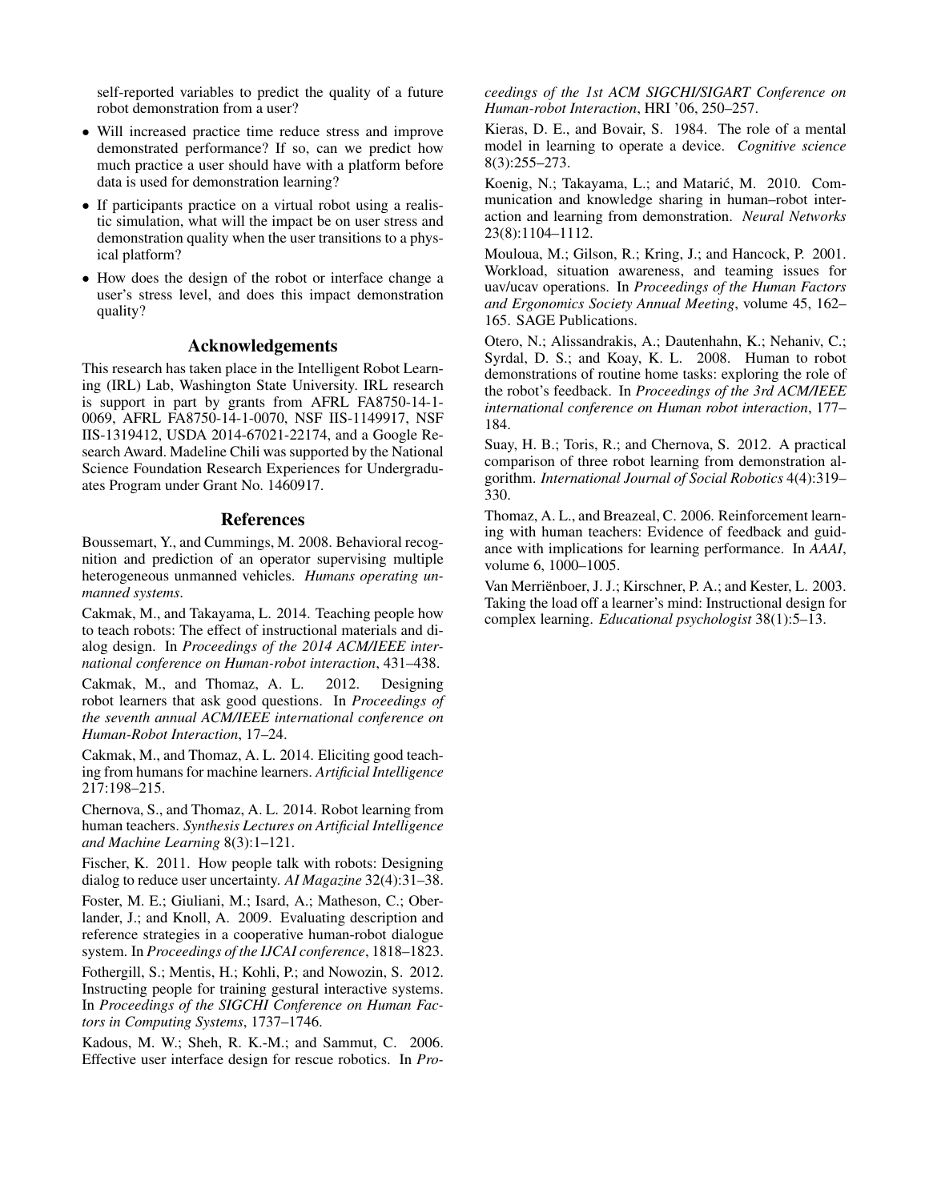self-reported variables to predict the quality of a future robot demonstration from a user?

- Will increased practice time reduce stress and improve demonstrated performance? If so, can we predict how much practice a user should have with a platform before data is used for demonstration learning?
- If participants practice on a virtual robot using a realistic simulation, what will the impact be on user stress and demonstration quality when the user transitions to a physical platform?
- How does the design of the robot or interface change a user's stress level, and does this impact demonstration quality?

## Acknowledgements

This research has taken place in the Intelligent Robot Learning (IRL) Lab, Washington State University. IRL research is support in part by grants from AFRL FA8750-14-1-0069, AFRL FA8750-14-1-0070, NSF IIS-1149917, NSF IIS-1319412, USDA 2014-67021-22174, and a Google Research Award. Madeline Chili was supported by the National Science Foundation Research Experiences for Undergraduates Program under Grant No. 1460917.

## References

Boussemart, Y., and Cummings, M. 2008. Behavioral recognition and prediction of an operator supervising multiple heterogeneous unmanned vehicles. *Humans operating unmanned systems*.

Cakmak, M., and Takayama, L. 2014. Teaching people how to teach robots: The effect of instructional materials and dialog design. In *Proceedings of the 2014 ACM/IEEE international conference on Human-robot interaction*, 431–438.

Cakmak, M., and Thomaz, A. L. 2012. Designing robot learners that ask good questions. In *Proceedings of the seventh annual ACM/IEEE international conference on Human-Robot Interaction*, 17–24.

Cakmak, M., and Thomaz, A. L. 2014. Eliciting good teaching from humans for machine learners. *Artificial Intelligence* 217:198–215.

Chernova, S., and Thomaz, A. L. 2014. Robot learning from human teachers. *Synthesis Lectures on Artificial Intelligence and Machine Learning* 8(3):1–121.

Fischer, K. 2011. How people talk with robots: Designing dialog to reduce user uncertainty. *AI Magazine* 32(4):31–38.

Foster, M. E.; Giuliani, M.; Isard, A.; Matheson, C.; Oberlander, J.; and Knoll, A. 2009. Evaluating description and reference strategies in a cooperative human-robot dialogue system. In *Proceedings of the IJCAI conference*, 1818–1823.

Fothergill, S.; Mentis, H.; Kohli, P.; and Nowozin, S. 2012. Instructing people for training gestural interactive systems. In *Proceedings of the SIGCHI Conference on Human Factors in Computing Systems*, 1737–1746.

Kadous, M. W.; Sheh, R. K.-M.; and Sammut, C. 2006. Effective user interface design for rescue robotics. In *Proceedings of the 1st ACM SIGCHI/SIGART Conference on Human-robot Interaction*, HRI '06, 250–257.

Kieras, D. E., and Bovair, S. 1984. The role of a mental model in learning to operate a device. *Cognitive science* 8(3):255–273.

Koenig, N.; Takayama, L.; and Matarić, M. 2010. Communication and knowledge sharing in human–robot interaction and learning from demonstration. *Neural Networks* 23(8):1104–1112.

Mouloua, M.; Gilson, R.; Kring, J.; and Hancock, P. 2001. Workload, situation awareness, and teaming issues for uav/ucav operations. In *Proceedings of the Human Factors and Ergonomics Society Annual Meeting*, volume 45, 162–165. SAGE Publications.

Otero, N.; Alissandrakis, A.; Dautenhahn, K.; Nehaniv, C.; Syrdal, D. S.; and Koay, K. L. 2008. Human to robot demonstrations of routine home tasks: exploring the role of the robot's feedback. In *Proceedings of the 3rd ACM/IEEE international conference on Human robot interaction*, 177–184.

Suay, H. B.; Toris, R.; and Chernova, S. 2012. A practical comparison of three robot learning from demonstration algorithm. *International Journal of Social Robotics* 4(4):319–330.

Thomaz, A. L., and Breazeal, C. 2006. Reinforcement learning with human teachers: Evidence of feedback and guidance with implications for learning performance. In *AAAI*, volume 6, 1000–1005.

Van Merriënboer, J. J.; Kirschner, P. A.; and Kester, L. 2003. Taking the load off a learner's mind: Instructional design for complex learning. *Educational psychologist* 38(1):5–13.